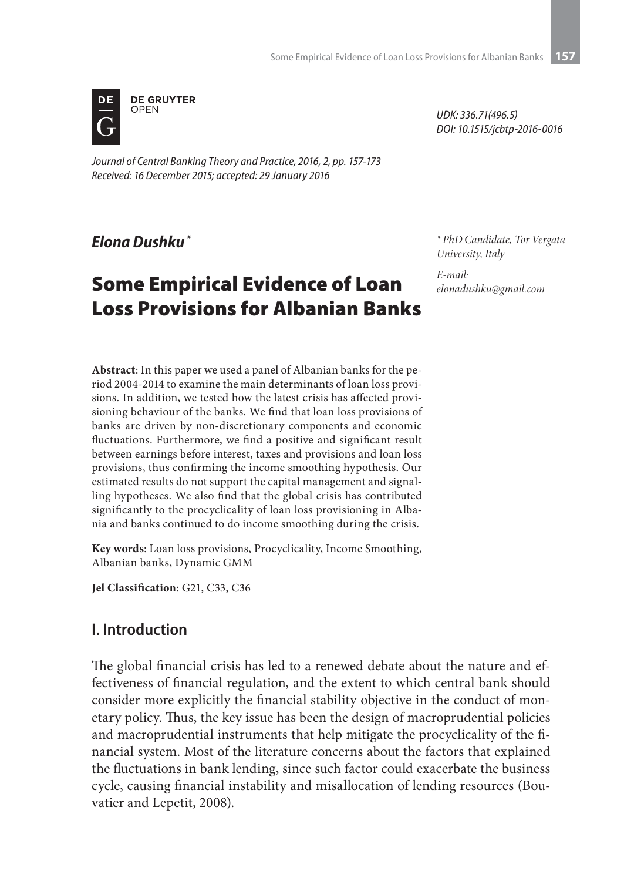DE GRUYTER OPEN

*UDK: 336.71(496.5)*
*DOI: 10.1515/jcbtp-2016-0016*

*Journal of Central Banking Theory and Practice, 2016, 2, pp. 157-173*
*Received: 16 December 2015; accepted: 29 January 2016*

***Elona Dushku*** *

\* *PhD Candidate, Tor Vergata University, Italy*

*E-mail: elonadushku@gmail.com*

# Some Empirical Evidence of Loan Loss Provisions for Albanian Banks

**Abstract**: In this paper we used a panel of Albanian banks for the period 2004-2014 to examine the main determinants of loan loss provisions. In addition, we tested how the latest crisis has affected provisioning behaviour of the banks. We find that loan loss provisions of banks are driven by non-discretionary components and economic fluctuations. Furthermore, we find a positive and significant result between earnings before interest, taxes and provisions and loan loss provisions, thus confirming the income smoothing hypothesis. Our estimated results do not support the capital management and signalling hypotheses. We also find that the global crisis has contributed significantly to the procyclicality of loan loss provisioning in Albania and banks continued to do income smoothing during the crisis.

**Key words**: Loan loss provisions, Procyclicality, Income Smoothing, Albanian banks, Dynamic GMM

**Jel Classification**: G21, C33, C36

## I. Introduction

The global financial crisis has led to a renewed debate about the nature and effectiveness of financial regulation, and the extent to which central bank should consider more explicitly the financial stability objective in the conduct of monetary policy. Thus, the key issue has been the design of macroprudential policies and macroprudential instruments that help mitigate the procyclicality of the financial system. Most of the literature concerns about the factors that explained the fluctuations in bank lending, since such factor could exacerbate the business cycle, causing financial instability and misallocation of lending resources (Bouvatier and Lepetit, 2008).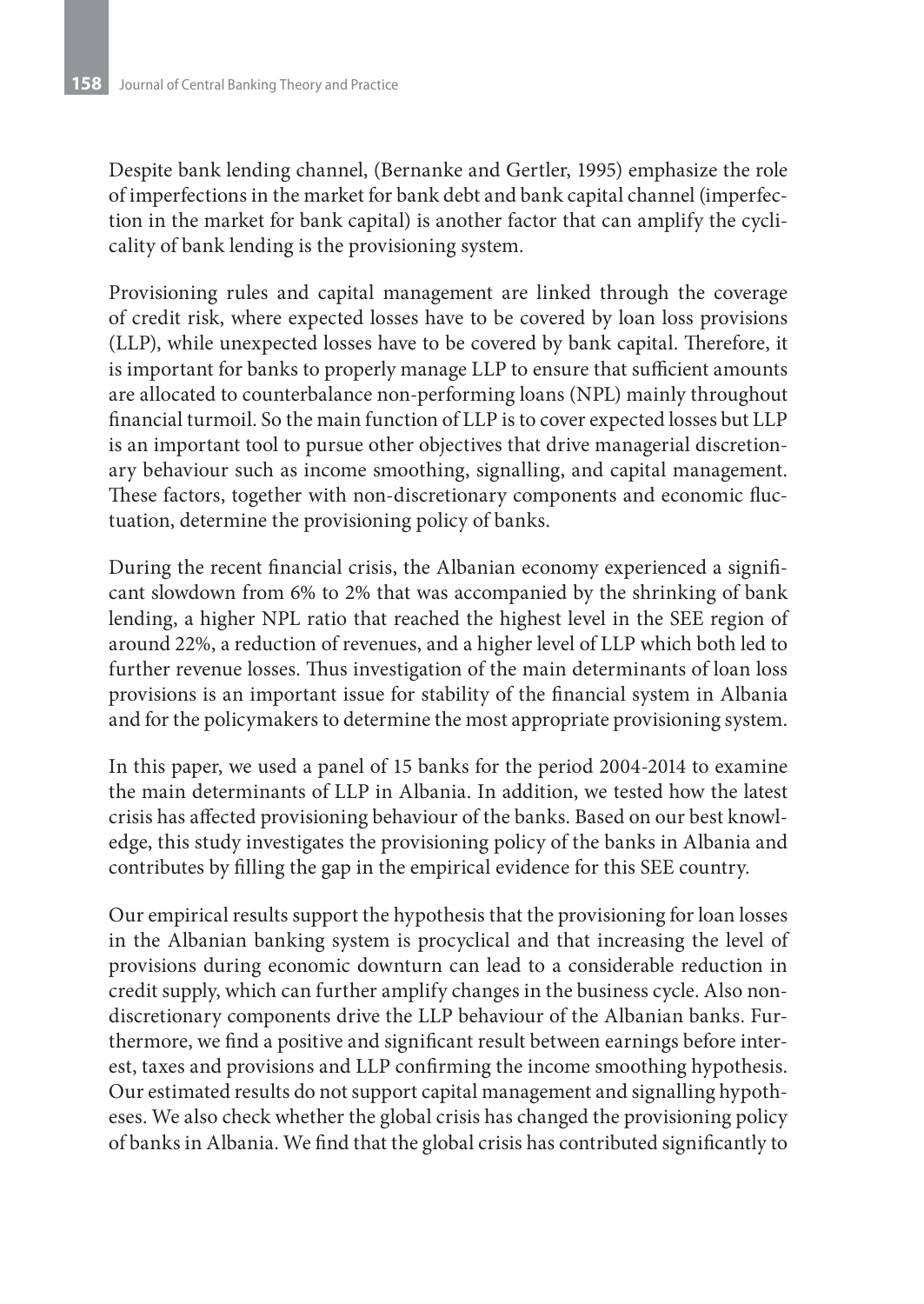Despite bank lending channel, (Bernanke and Gertler, 1995) emphasize the role of imperfections in the market for bank debt and bank capital channel (imperfection in the market for bank capital) is another factor that can amplify the cyclicality of bank lending is the provisioning system.

Provisioning rules and capital management are linked through the coverage of credit risk, where expected losses have to be covered by loan loss provisions (LLP), while unexpected losses have to be covered by bank capital. Therefore, it is important for banks to properly manage LLP to ensure that sufficient amounts are allocated to counterbalance non-performing loans (NPL) mainly throughout financial turmoil. So the main function of LLP is to cover expected losses but LLP is an important tool to pursue other objectives that drive managerial discretionary behaviour such as income smoothing, signalling, and capital management. These factors, together with non-discretionary components and economic fluctuation, determine the provisioning policy of banks.

During the recent financial crisis, the Albanian economy experienced a significant slowdown from 6% to 2% that was accompanied by the shrinking of bank lending, a higher NPL ratio that reached the highest level in the SEE region of around 22%, a reduction of revenues, and a higher level of LLP which both led to further revenue losses. Thus investigation of the main determinants of loan loss provisions is an important issue for stability of the financial system in Albania and for the policymakers to determine the most appropriate provisioning system.

In this paper, we used a panel of 15 banks for the period 2004-2014 to examine the main determinants of LLP in Albania. In addition, we tested how the latest crisis has affected provisioning behaviour of the banks. Based on our best knowledge, this study investigates the provisioning policy of the banks in Albania and contributes by filling the gap in the empirical evidence for this SEE country.

Our empirical results support the hypothesis that the provisioning for loan losses in the Albanian banking system is procyclical and that increasing the level of provisions during economic downturn can lead to a considerable reduction in credit supply, which can further amplify changes in the business cycle. Also non-discretionary components drive the LLP behaviour of the Albanian banks. Furthermore, we find a positive and significant result between earnings before interest, taxes and provisions and LLP confirming the income smoothing hypothesis. Our estimated results do not support capital management and signalling hypotheses. We also check whether the global crisis has changed the provisioning policy of banks in Albania. We find that the global crisis has contributed significantly to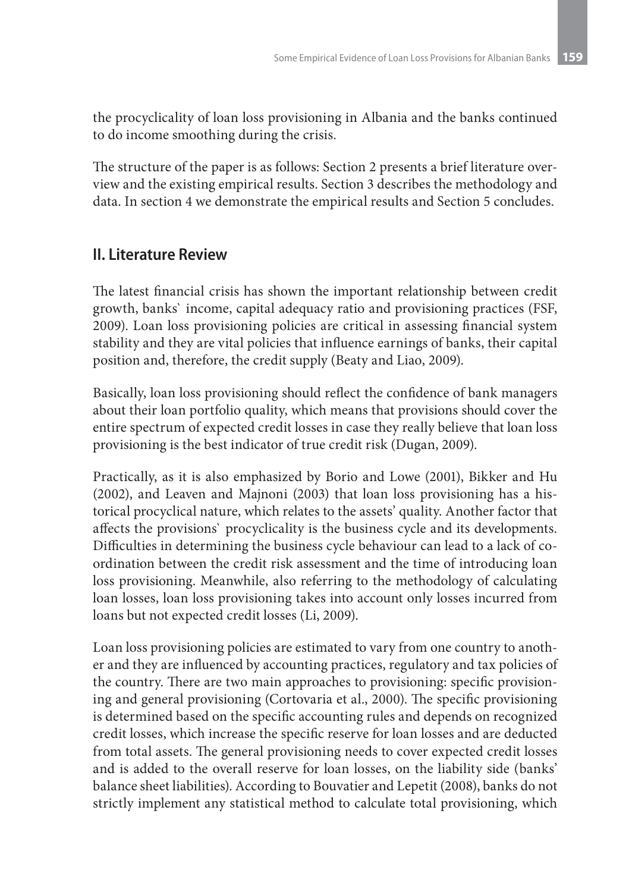the procyclicality of loan loss provisioning in Albania and the banks continued to do income smoothing during the crisis.

The structure of the paper is as follows: Section 2 presents a brief literature overview and the existing empirical results. Section 3 describes the methodology and data. In section 4 we demonstrate the empirical results and Section 5 concludes.

## II. Literature Review

The latest financial crisis has shown the important relationship between credit growth, banks` income, capital adequacy ratio and provisioning practices (FSF, 2009). Loan loss provisioning policies are critical in assessing financial system stability and they are vital policies that influence earnings of banks, their capital position and, therefore, the credit supply (Beaty and Liao, 2009).

Basically, loan loss provisioning should reflect the confidence of bank managers about their loan portfolio quality, which means that provisions should cover the entire spectrum of expected credit losses in case they really believe that loan loss provisioning is the best indicator of true credit risk (Dugan, 2009).

Practically, as it is also emphasized by Borio and Lowe (2001), Bikker and Hu (2002), and Leaven and Majnoni (2003) that loan loss provisioning has a historical procyclical nature, which relates to the assets' quality. Another factor that affects the provisions` procyclicality is the business cycle and its developments. Difficulties in determining the business cycle behaviour can lead to a lack of coordination between the credit risk assessment and the time of introducing loan loss provisioning. Meanwhile, also referring to the methodology of calculating loan losses, loan loss provisioning takes into account only losses incurred from loans but not expected credit losses (Li, 2009).

Loan loss provisioning policies are estimated to vary from one country to another and they are influenced by accounting practices, regulatory and tax policies of the country. There are two main approaches to provisioning: specific provisioning and general provisioning (Cortovaria et al., 2000). The specific provisioning is determined based on the specific accounting rules and depends on recognized credit losses, which increase the specific reserve for loan losses and are deducted from total assets. The general provisioning needs to cover expected credit losses and is added to the overall reserve for loan losses, on the liability side (banks' balance sheet liabilities). According to Bouvatier and Lepetit (2008), banks do not strictly implement any statistical method to calculate total provisioning, which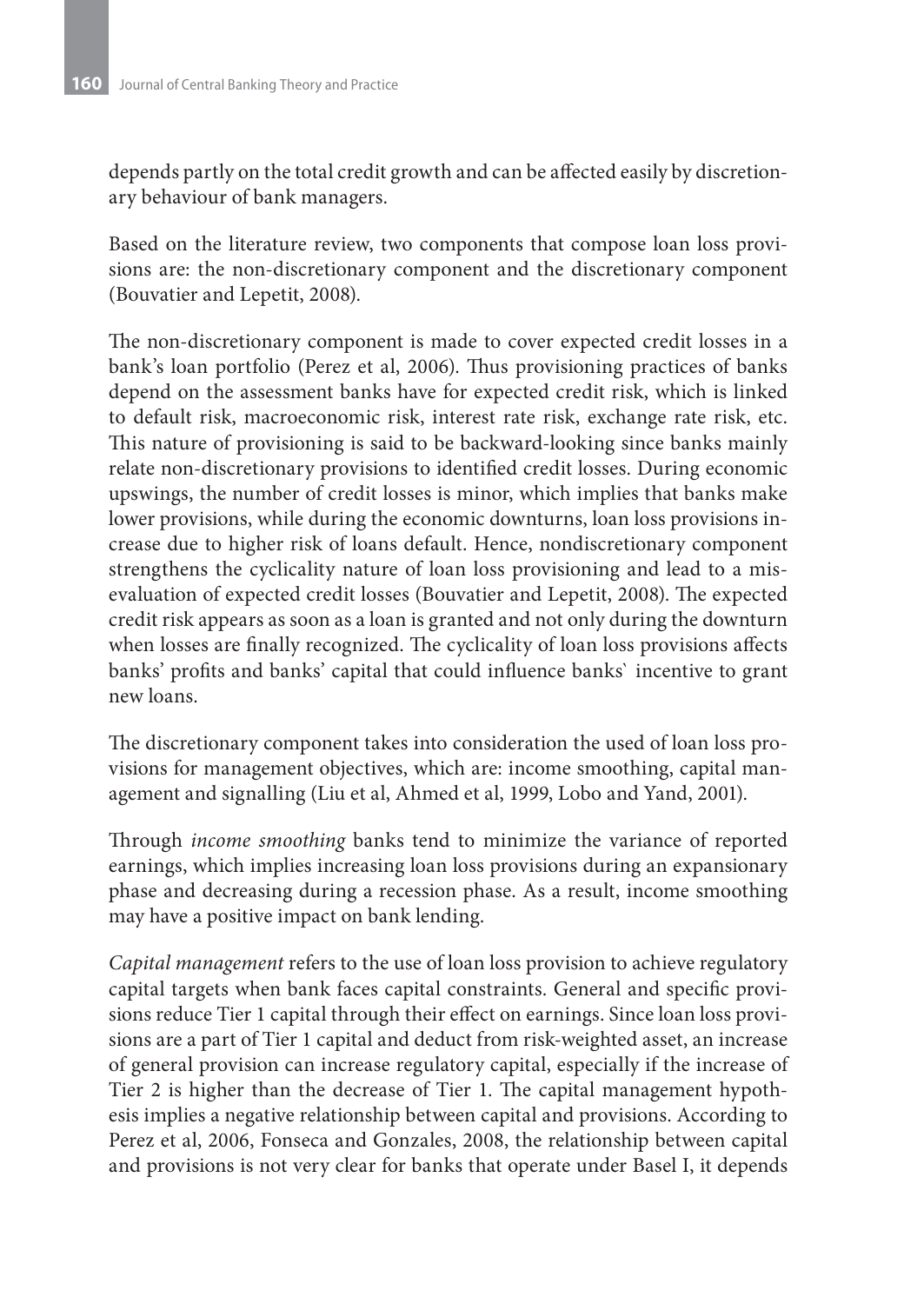depends partly on the total credit growth and can be affected easily by discretionary behaviour of bank managers.

Based on the literature review, two components that compose loan loss provisions are: the non-discretionary component and the discretionary component (Bouvatier and Lepetit, 2008).

The non-discretionary component is made to cover expected credit losses in a bank's loan portfolio (Perez et al, 2006). Thus provisioning practices of banks depend on the assessment banks have for expected credit risk, which is linked to default risk, macroeconomic risk, interest rate risk, exchange rate risk, etc. This nature of provisioning is said to be backward-looking since banks mainly relate non-discretionary provisions to identified credit losses. During economic upswings, the number of credit losses is minor, which implies that banks make lower provisions, while during the economic downturns, loan loss provisions increase due to higher risk of loans default. Hence, nondiscretionary component strengthens the cyclicality nature of loan loss provisioning and lead to a misevaluation of expected credit losses (Bouvatier and Lepetit, 2008). The expected credit risk appears as soon as a loan is granted and not only during the downturn when losses are finally recognized. The cyclicality of loan loss provisions affects banks' profits and banks' capital that could influence banks` incentive to grant new loans.

The discretionary component takes into consideration the used of loan loss provisions for management objectives, which are: income smoothing, capital management and signalling (Liu et al, Ahmed et al, 1999, Lobo and Yand, 2001).

Through *income smoothing* banks tend to minimize the variance of reported earnings, which implies increasing loan loss provisions during an expansionary phase and decreasing during a recession phase. As a result, income smoothing may have a positive impact on bank lending.

*Capital management* refers to the use of loan loss provision to achieve regulatory capital targets when bank faces capital constraints. General and specific provisions reduce Tier 1 capital through their effect on earnings. Since loan loss provisions are a part of Tier 1 capital and deduct from risk-weighted asset, an increase of general provision can increase regulatory capital, especially if the increase of Tier 2 is higher than the decrease of Tier 1. The capital management hypothesis implies a negative relationship between capital and provisions. According to Perez et al, 2006, Fonseca and Gonzales, 2008, the relationship between capital and provisions is not very clear for banks that operate under Basel I, it depends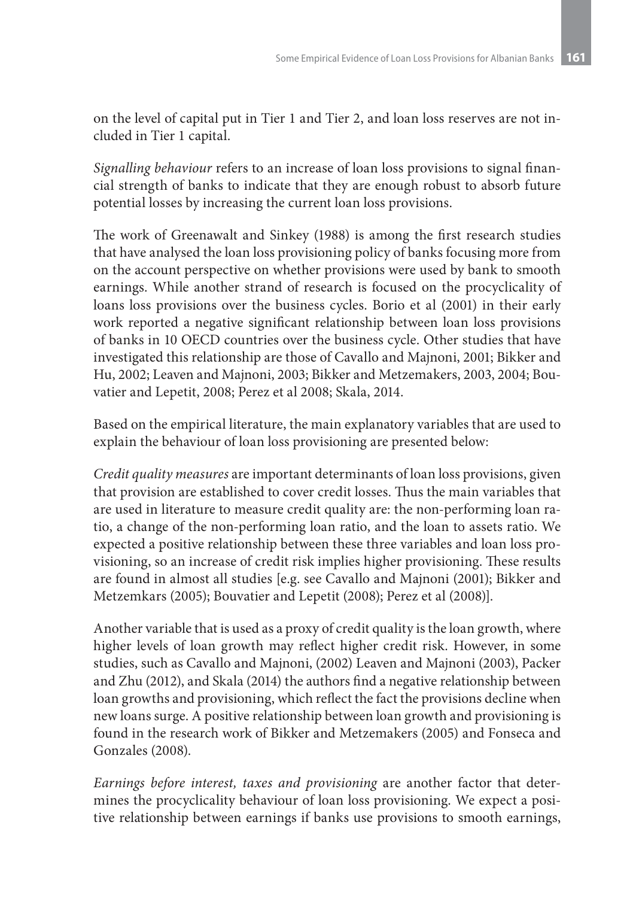on the level of capital put in Tier 1 and Tier 2, and loan loss reserves are not included in Tier 1 capital.

*Signalling behaviour* refers to an increase of loan loss provisions to signal financial strength of banks to indicate that they are enough robust to absorb future potential losses by increasing the current loan loss provisions.

The work of Greenawalt and Sinkey (1988) is among the first research studies that have analysed the loan loss provisioning policy of banks focusing more from on the account perspective on whether provisions were used by bank to smooth earnings. While another strand of research is focused on the procyclicality of loans loss provisions over the business cycles. Borio et al (2001) in their early work reported a negative significant relationship between loan loss provisions of banks in 10 OECD countries over the business cycle. Other studies that have investigated this relationship are those of Cavallo and Majnoni, 2001; Bikker and Hu, 2002; Leaven and Majnoni, 2003; Bikker and Metzemakers, 2003, 2004; Bouvatier and Lepetit, 2008; Perez et al 2008; Skala, 2014.

Based on the empirical literature, the main explanatory variables that are used to explain the behaviour of loan loss provisioning are presented below:

*Credit quality measures* are important determinants of loan loss provisions, given that provision are established to cover credit losses. Thus the main variables that are used in literature to measure credit quality are: the non-performing loan ratio, a change of the non-performing loan ratio, and the loan to assets ratio. We expected a positive relationship between these three variables and loan loss provisioning, so an increase of credit risk implies higher provisioning. These results are found in almost all studies [e.g. see Cavallo and Majnoni (2001); Bikker and Metzemkars (2005); Bouvatier and Lepetit (2008); Perez et al (2008)].

Another variable that is used as a proxy of credit quality is the loan growth, where higher levels of loan growth may reflect higher credit risk. However, in some studies, such as Cavallo and Majnoni, (2002) Leaven and Majnoni (2003), Packer and Zhu (2012), and Skala (2014) the authors find a negative relationship between loan growths and provisioning, which reflect the fact the provisions decline when new loans surge. A positive relationship between loan growth and provisioning is found in the research work of Bikker and Metzemakers (2005) and Fonseca and Gonzales (2008).

*Earnings before interest, taxes and provisioning* are another factor that determines the procyclicality behaviour of loan loss provisioning. We expect a positive relationship between earnings if banks use provisions to smooth earnings,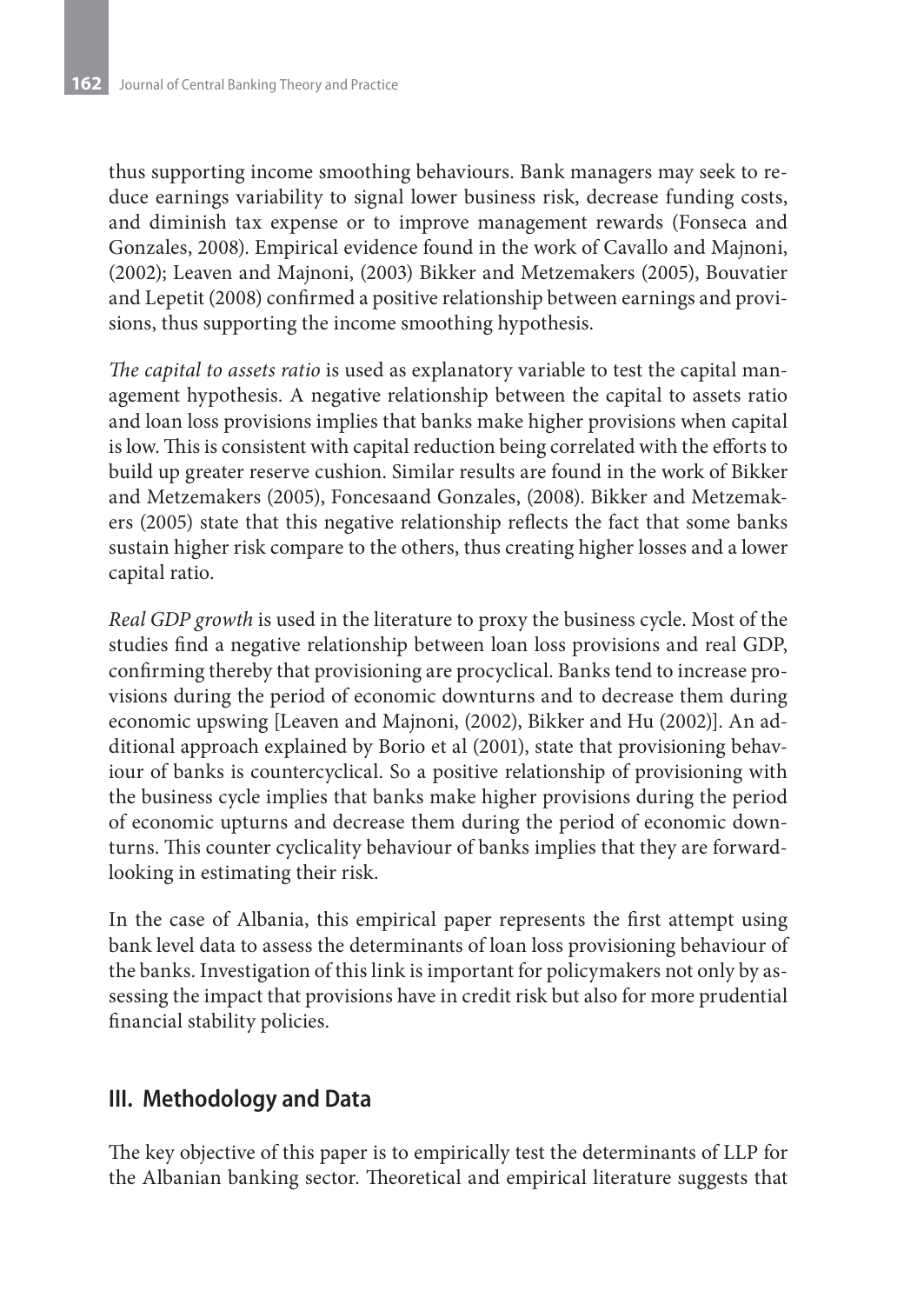thus supporting income smoothing behaviours. Bank managers may seek to reduce earnings variability to signal lower business risk, decrease funding costs, and diminish tax expense or to improve management rewards (Fonseca and Gonzales, 2008). Empirical evidence found in the work of Cavallo and Majnoni, (2002); Leaven and Majnoni, (2003) Bikker and Metzemakers (2005), Bouvatier and Lepetit (2008) confirmed a positive relationship between earnings and provisions, thus supporting the income smoothing hypothesis.

*The capital to assets ratio* is used as explanatory variable to test the capital management hypothesis. A negative relationship between the capital to assets ratio and loan loss provisions implies that banks make higher provisions when capital is low. This is consistent with capital reduction being correlated with the efforts to build up greater reserve cushion. Similar results are found in the work of Bikker and Metzemakers (2005), Foncesaand Gonzales, (2008). Bikker and Metzemakers (2005) state that this negative relationship reflects the fact that some banks sustain higher risk compare to the others, thus creating higher losses and a lower capital ratio.

*Real GDP growth* is used in the literature to proxy the business cycle. Most of the studies find a negative relationship between loan loss provisions and real GDP, confirming thereby that provisioning are procyclical. Banks tend to increase provisions during the period of economic downturns and to decrease them during economic upswing [Leaven and Majnoni, (2002), Bikker and Hu (2002)]. An additional approach explained by Borio et al (2001), state that provisioning behaviour of banks is countercyclical. So a positive relationship of provisioning with the business cycle implies that banks make higher provisions during the period of economic upturns and decrease them during the period of economic downturns. This counter cyclicality behaviour of banks implies that they are forward-looking in estimating their risk.

In the case of Albania, this empirical paper represents the first attempt using bank level data to assess the determinants of loan loss provisioning behaviour of the banks. Investigation of this link is important for policymakers not only by assessing the impact that provisions have in credit risk but also for more prudential financial stability policies.

## III. Methodology and Data

The key objective of this paper is to empirically test the determinants of LLP for the Albanian banking sector. Theoretical and empirical literature suggests that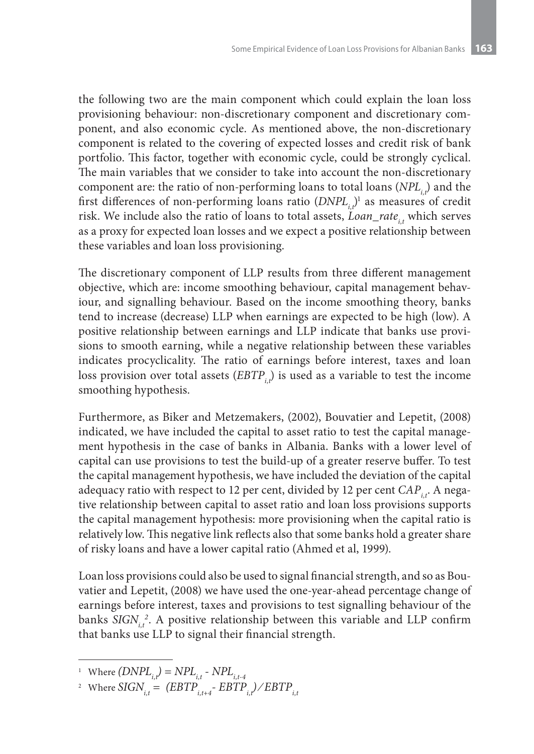the following two are the main component which could explain the loan loss provisioning behaviour: non-discretionary component and discretionary component, and also economic cycle. As mentioned above, the non-discretionary component is related to the covering of expected losses and credit risk of bank portfolio. This factor, together with economic cycle, could be strongly cyclical. The main variables that we consider to take into account the non-discretionary component are: the ratio of non-performing loans to total loans ($NPL_{i,t}$) and the first differences of non-performing loans ratio ($DNPL_{i,t}$)[1] as measures of credit risk. We include also the ratio of loans to total assets, $Loan\_rate_{i,t}$ which serves as a proxy for expected loan losses and we expect a positive relationship between these variables and loan loss provisioning.

The discretionary component of LLP results from three different management objective, which are: income smoothing behaviour, capital management behaviour, and signalling behaviour. Based on the income smoothing theory, banks tend to increase (decrease) LLP when earnings are expected to be high (low). A positive relationship between earnings and LLP indicate that banks use provisions to smooth earning, while a negative relationship between these variables indicates procyclicality. The ratio of earnings before interest, taxes and loan loss provision over total assets ($EBTP_{i,t}$) is used as a variable to test the income smoothing hypothesis.

Furthermore, as Biker and Metzemakers, (2002), Bouvatier and Lepetit, (2008) indicated, we have included the capital to asset ratio to test the capital management hypothesis in the case of banks in Albania. Banks with a lower level of capital can use provisions to test the build-up of a greater reserve buffer. To test the capital management hypothesis, we have included the deviation of the capital adequacy ratio with respect to 12 per cent, divided by 12 per cent $CAP_{i,t}$. A negative relationship between capital to asset ratio and loan loss provisions supports the capital management hypothesis: more provisioning when the capital ratio is relatively low. This negative link reflects also that some banks hold a greater share of risky loans and have a lower capital ratio (Ahmed et al, 1999).

Loan loss provisions could also be used to signal financial strength, and so as Bouvatier and Lepetit, (2008) we have used the one-year-ahead percentage change of earnings before interest, taxes and provisions to test signalling behaviour of the banks $SIGN_{i,t}$[2]. A positive relationship between this variable and LLP confirm that banks use LLP to signal their financial strength.

---

[1] Where $(DNPL_{i,t}) = NPL_{i,t} - NPL_{i,t-4}$

[2] Where $SIGN_{i,t} = (EBTP_{i,t+4} - EBTP_{i,t}) / EBTP_{i,t}$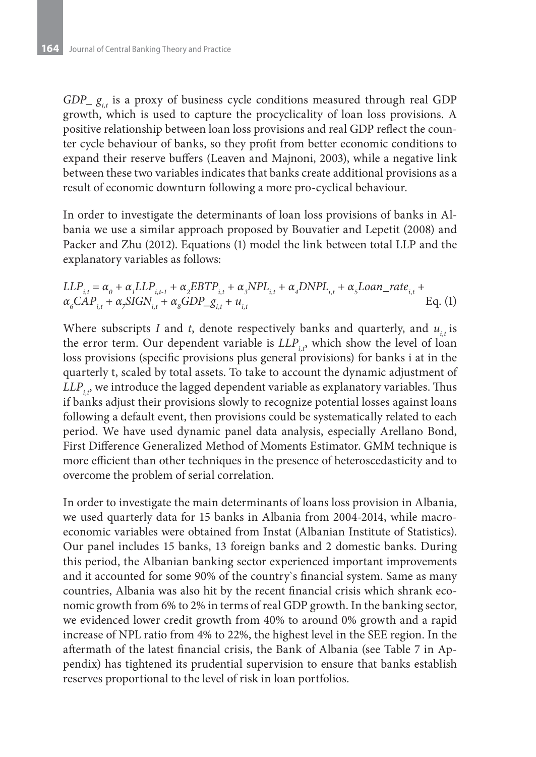$GDP\_g_{i,t}$ is a proxy of business cycle conditions measured through real GDP growth, which is used to capture the procyclicality of loan loss provisions. A positive relationship between loan loss provisions and real GDP reflect the counter cycle behaviour of banks, so they profit from better economic conditions to expand their reserve buffers (Leaven and Majnoni, 2003), while a negative link between these two variables indicates that banks create additional provisions as a result of economic downturn following a more pro-cyclical behaviour.

In order to investigate the determinants of loan loss provisions of banks in Albania we use a similar approach proposed by Bouvatier and Lepetit (2008) and Packer and Zhu (2012). Equations (1) model the link between total LLP and the explanatory variables as follows:

$$LLP_{i,t} = \alpha_0 + \alpha_1 LLP_{i,t-1} + \alpha_2 EBTP_{i,t} + \alpha_3 NPL_{i,t} + \alpha_4 DNPL_{i,t} + \alpha_5 Loan\_rate_{i,t} + \alpha_6 CAP_{i,t} + \alpha_7 SIGN_{i,t} + \alpha_8 GDP\_g_{i,t} + u_{i,t} \qquad \text{Eq. (1)}$$

Where subscripts $I$ and $t$, denote respectively banks and quarterly, and $u_{i,t}$ is the error term. Our dependent variable is $LLP_{i,t}$, which show the level of loan loss provisions (specific provisions plus general provisions) for banks i at in the quarterly t, scaled by total assets. To take to account the dynamic adjustment of $LLP_{i,t}$, we introduce the lagged dependent variable as explanatory variables. Thus if banks adjust their provisions slowly to recognize potential losses against loans following a default event, then provisions could be systematically related to each period. We have used dynamic panel data analysis, especially Arellano Bond, First Difference Generalized Method of Moments Estimator. GMM technique is more efficient than other techniques in the presence of heteroscedasticity and to overcome the problem of serial correlation.

In order to investigate the main determinants of loans loss provision in Albania, we used quarterly data for 15 banks in Albania from 2004-2014, while macroeconomic variables were obtained from Instat (Albanian Institute of Statistics). Our panel includes 15 banks, 13 foreign banks and 2 domestic banks. During this period, the Albanian banking sector experienced important improvements and it accounted for some 90% of the country`s financial system. Same as many countries, Albania was also hit by the recent financial crisis which shrank economic growth from 6% to 2% in terms of real GDP growth. In the banking sector, we evidenced lower credit growth from 40% to around 0% growth and a rapid increase of NPL ratio from 4% to 22%, the highest level in the SEE region. In the aftermath of the latest financial crisis, the Bank of Albania (see Table 7 in Appendix) has tightened its prudential supervision to ensure that banks establish reserves proportional to the level of risk in loan portfolios.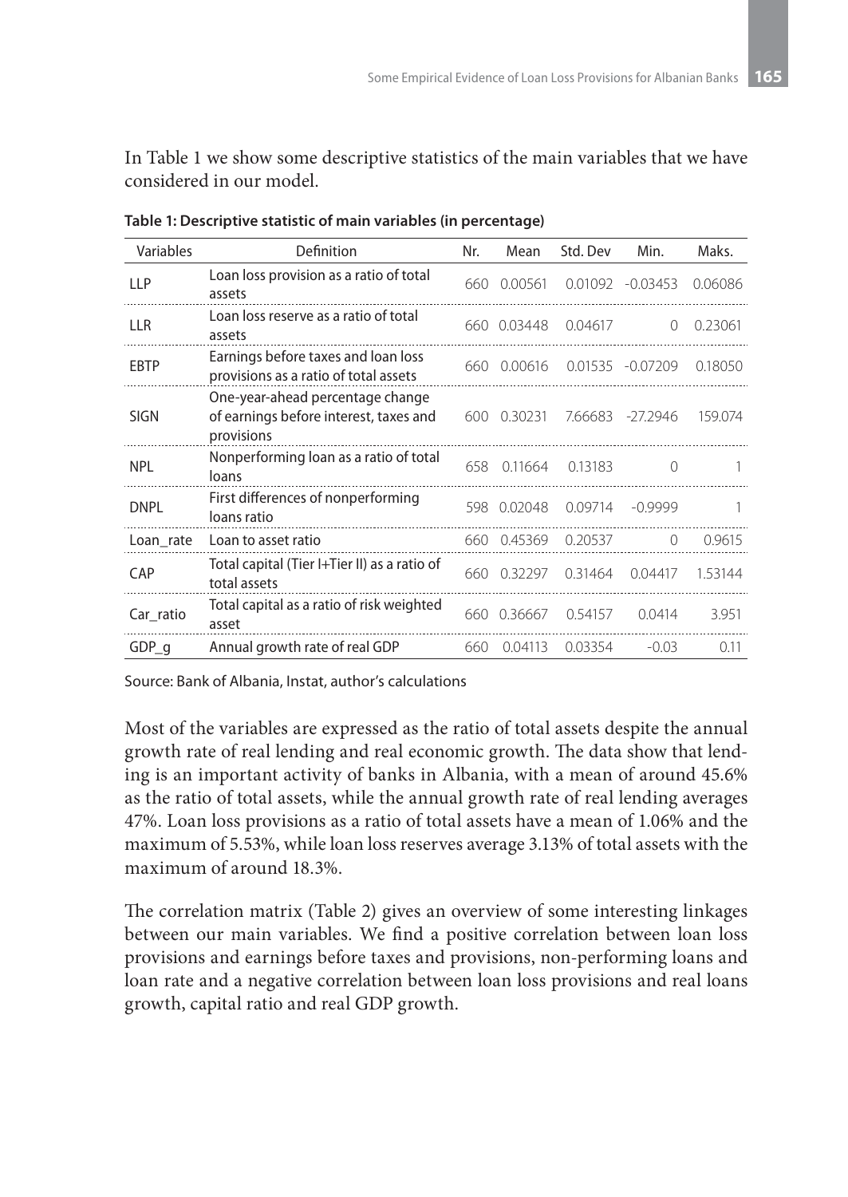In Table 1 we show some descriptive statistics of the main variables that we have considered in our model.

**Table 1: Descriptive statistic of main variables (in percentage)**

| Variables | Definition | Nr. | Mean | Std. Dev | Min. | Maks. |
|---|---|---|---|---|---|---|
| LLP | Loan loss provision as a ratio of total assets | 660 | 0.00561 | 0.01092 | -0.03453 | 0.06086 |
| LLR | Loan loss reserve as a ratio of total assets | 660 | 0.03448 | 0.04617 | 0 | 0.23061 |
| EBTP | Earnings before taxes and loan loss provisions as a ratio of total assets | 660 | 0.00616 | 0.01535 | -0.07209 | 0.18050 |
| SIGN | One-year-ahead percentage change of earnings before interest, taxes and provisions | 600 | 0.30231 | 7.66683 | -27.2946 | 159.074 |
| NPL | Nonperforming loan as a ratio of total loans | 658 | 0.11664 | 0.13183 | 0 | 1 |
| DNPL | First differences of nonperforming loans ratio | 598 | 0.02048 | 0.09714 | -0.9999 | 1 |
| Loan_rate | Loan to asset ratio | 660 | 0.45369 | 0.20537 | 0 | 0.9615 |
| CAP | Total capital (Tier I+Tier II) as a ratio of total assets | 660 | 0.32297 | 0.31464 | 0.04417 | 1.53144 |
| Car_ratio | Total capital as a ratio of risk weighted asset | 660 | 0.36667 | 0.54157 | 0.0414 | 3.951 |
| GDP_g | Annual growth rate of real GDP | 660 | 0.04113 | 0.03354 | -0.03 | 0.11 |

Source: Bank of Albania, Instat, author's calculations

Most of the variables are expressed as the ratio of total assets despite the annual growth rate of real lending and real economic growth. The data show that lending is an important activity of banks in Albania, with a mean of around 45.6% as the ratio of total assets, while the annual growth rate of real lending averages 47%. Loan loss provisions as a ratio of total assets have a mean of 1.06% and the maximum of 5.53%, while loan loss reserves average 3.13% of total assets with the maximum of around 18.3%.

The correlation matrix (Table 2) gives an overview of some interesting linkages between our main variables. We find a positive correlation between loan loss provisions and earnings before taxes and provisions, non-performing loans and loan rate and a negative correlation between loan loss provisions and real loans growth, capital ratio and real GDP growth.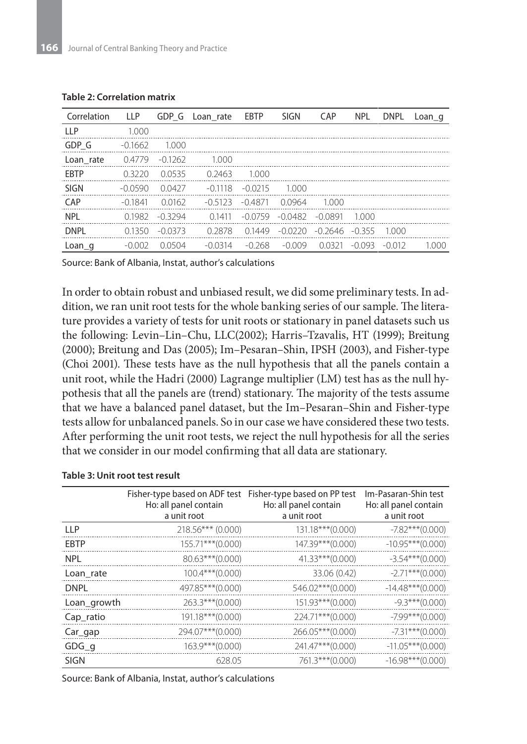**Table 2: Correlation matrix**

| Correlation | LLP | GDP_G | Loan_rate | EBTP | SIGN | CAP | NPL | DNPL | Loan_g |
|---|---|---|---|---|---|---|---|---|---|
| LLP | 1.000 | | | | | | | | |
| GDP_G | -0.1662 | 1.000 | | | | | | | |
| Loan_rate | 0.4779 | -0.1262 | 1.000 | | | | | | |
| EBTP | 0.3220 | 0.0535 | 0.2463 | 1.000 | | | | | |
| SIGN | -0.0590 | 0.0427 | -0.1118 | -0.0215 | 1.000 | | | | |
| CAP | -0.1841 | 0.0162 | -0.5123 | -0.4871 | 0.0964 | 1.000 | | | |
| NPL | 0.1982 | -0.3294 | 0.1411 | -0.0759 | -0.0482 | -0.0891 | 1.000 | | |
| DNPL | 0.1350 | -0.0373 | 0.2878 | 0.1449 | -0.0220 | -0.2646 | -0.355 | 1.000 | |
| Loan_g | -0.002 | 0.0504 | -0.0314 | -0.268 | -0.009 | 0.0321 | -0.093 | -0.012 | 1.000 |

Source: Bank of Albania, Instat, author's calculations

In order to obtain robust and unbiased result, we did some preliminary tests. In addition, we ran unit root tests for the whole banking series of our sample. The literature provides a variety of tests for unit roots or stationary in panel datasets such us the following: Levin–Lin–Chu, LLC(2002); Harris–Tzavalis, HT (1999); Breitung (2000); Breitung and Das (2005); Im–Pesaran–Shin, IPSH (2003), and Fisher-type (Choi 2001). These tests have as the null hypothesis that all the panels contain a unit root, while the Hadri (2000) Lagrange multiplier (LM) test has as the null hypothesis that all the panels are (trend) stationary. The majority of the tests assume that we have a balanced panel dataset, but the Im–Pesaran–Shin and Fisher-type tests allow for unbalanced panels. So in our case we have considered these two tests. After performing the unit root tests, we reject the null hypothesis for all the series that we consider in our model confirming that all data are stationary.

**Table 3: Unit root test result**

| | Fisher-type based on ADF test Ho: all panel contain a unit root | Fisher-type based on PP test Ho: all panel contain a unit root | Im-Pasaran-Shin test Ho: all panel contain a unit root |
|---|---|---|---|
| LLP | 218.56*** (0.000) | 131.18***(0.000) | -7.82***(0.000) |
| EBTP | 155.71***(0.000) | 147.39***(0.000) | -10.95***(0.000) |
| NPL | 80.63***(0.000) | 41.33***(0.000) | -3.54***(0.000) |
| Loan_rate | 100.4***(0.000) | 33.06 (0.42) | -2.71***(0.000) |
| DNPL | 497.85***(0.000) | 546.02***(0.000) | -14.48***(0.000) |
| Loan_growth | 263.3***(0.000) | 151.93***(0.000) | -9.3***(0.000) |
| Cap_ratio | 191.18***(0.000) | 224.71***(0.000) | -7.99***(0.000) |
| Car_gap | 294.07***(0.000) | 266.05***(0.000) | -7.31***(0.000) |
| GDG_g | 163.9***(0.000) | 241.47***(0.000) | -11.05***(0.000) |
| SIGN | 628.05 | 761.3***(0.000) | -16.98***(0.000) |

Source: Bank of Albania, Instat, author's calculations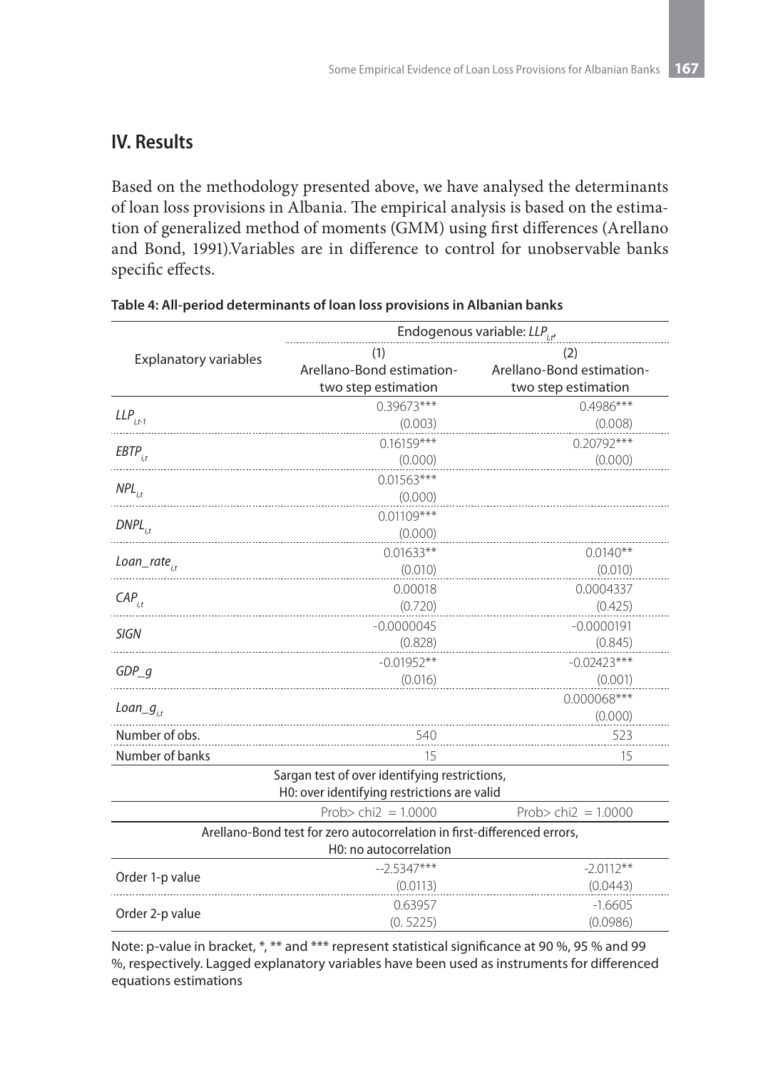## IV. Results

Based on the methodology presented above, we have analysed the determinants of loan loss provisions in Albania. The empirical analysis is based on the estimation of generalized method of moments (GMM) using first differences (Arellano and Bond, 1991).Variables are in difference to control for unobservable banks specific effects.

**Table 4: All-period determinants of loan loss provisions in Albanian banks**

| Explanatory variables | Endogenous variable: $LLP_{i,t}$, | |
|---|---|---|
| | (1) Arellano-Bond estimation-two step estimation | (2) Arellano-Bond estimation-two step estimation |
| $LLP_{i,t-1}$ | 0.39673*** (0.003) | 0.4986*** (0.008) |
| $EBTP_{i,t}$ | 0.16159*** (0.000) | 0.20792*** (0.000) |
| $NPL_{i,t}$ | 0.01563*** (0.000) | |
| $DNPL_{i,t}$ | 0.01109*** (0.000) | |
| $Loan\_rate_{i,t}$ | 0.01633** (0.010) | 0.0140** (0.010) |
| $CAP_{i,t}$ | 0.00018 (0.720) | 0.0004337 (0.425) |
| $SIGN$ | -0.0000045 (0.828) | -0.0000191 (0.845) |
| $GDP\_g$ | -0.01952** (0.016) | -0.02423*** (0.001) |
| $Loan\_g_{i,t}$ | | 0.000068*** (0.000) |
| Number of obs. | 540 | 523 |
| Number of banks | 15 | 15 |
| Sargan test of over identifying restrictions, H0: over identifying restrictions are valid | | |
| | Prob> chi2 = 1.0000 | Prob> chi2 = 1.0000 |
| Arellano-Bond test for zero autocorrelation in first-differenced errors, H0: no autocorrelation | | |
| Order 1-p value | --2.5347*** (0.0113) | -2.0112** (0.0443) |
| Order 2-p value | 0.63957 (0. 5225) | -1.6605 (0.0986) |

Note: p-value in bracket, *, ** and *** represent statistical significance at 90 %, 95 % and 99 %, respectively. Lagged explanatory variables have been used as instruments for differenced equations estimations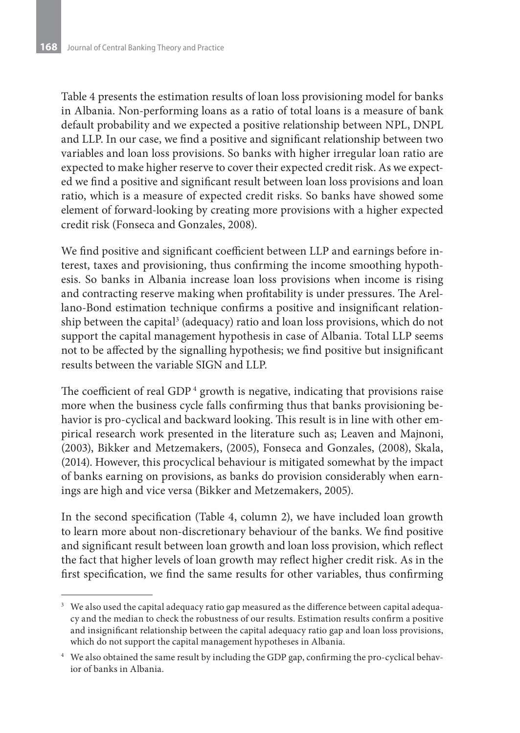Table 4 presents the estimation results of loan loss provisioning model for banks in Albania. Non-performing loans as a ratio of total loans is a measure of bank default probability and we expected a positive relationship between NPL, DNPL and LLP. In our case, we find a positive and significant relationship between two variables and loan loss provisions. So banks with higher irregular loan ratio are expected to make higher reserve to cover their expected credit risk. As we expected we find a positive and significant result between loan loss provisions and loan ratio, which is a measure of expected credit risks. So banks have showed some element of forward-looking by creating more provisions with a higher expected credit risk (Fonseca and Gonzales, 2008).

We find positive and significant coefficient between LLP and earnings before interest, taxes and provisioning, thus confirming the income smoothing hypothesis. So banks in Albania increase loan loss provisions when income is rising and contracting reserve making when profitability is under pressures. The Arellano-Bond estimation technique confirms a positive and insignificant relationship between the capital[3] (adequacy) ratio and loan loss provisions, which do not support the capital management hypothesis in case of Albania. Total LLP seems not to be affected by the signalling hypothesis; we find positive but insignificant results between the variable SIGN and LLP.

The coefficient of real GDP[4] growth is negative, indicating that provisions raise more when the business cycle falls confirming thus that banks provisioning behavior is pro-cyclical and backward looking. This result is in line with other empirical research work presented in the literature such as; Leaven and Majnoni, (2003), Bikker and Metzemakers, (2005), Fonseca and Gonzales, (2008), Skala, (2014). However, this procyclical behaviour is mitigated somewhat by the impact of banks earning on provisions, as banks do provision considerably when earnings are high and vice versa (Bikker and Metzemakers, 2005).

In the second specification (Table 4, column 2), we have included loan growth to learn more about non-discretionary behaviour of the banks. We find positive and significant result between loan growth and loan loss provision, which reflect the fact that higher levels of loan growth may reflect higher credit risk. As in the first specification, we find the same results for other variables, thus confirming

---

[3] We also used the capital adequacy ratio gap measured as the difference between capital adequacy and the median to check the robustness of our results. Estimation results confirm a positive and insignificant relationship between the capital adequacy ratio gap and loan loss provisions, which do not support the capital management hypotheses in Albania.

[4] We also obtained the same result by including the GDP gap, confirming the pro-cyclical behavior of banks in Albania.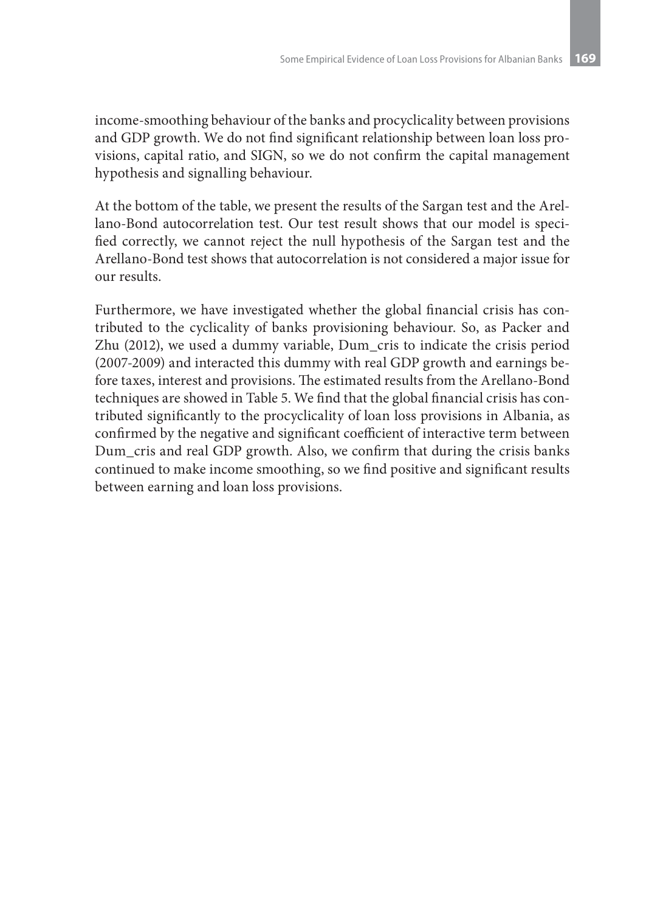income-smoothing behaviour of the banks and procyclicality between provisions and GDP growth. We do not find significant relationship between loan loss provisions, capital ratio, and SIGN, so we do not confirm the capital management hypothesis and signalling behaviour.

At the bottom of the table, we present the results of the Sargan test and the Arellano-Bond autocorrelation test. Our test result shows that our model is specified correctly, we cannot reject the null hypothesis of the Sargan test and the Arellano-Bond test shows that autocorrelation is not considered a major issue for our results.

Furthermore, we have investigated whether the global financial crisis has contributed to the cyclicality of banks provisioning behaviour. So, as Packer and Zhu (2012), we used a dummy variable, Dum_cris to indicate the crisis period (2007-2009) and interacted this dummy with real GDP growth and earnings before taxes, interest and provisions. The estimated results from the Arellano-Bond techniques are showed in Table 5. We find that the global financial crisis has contributed significantly to the procyclicality of loan loss provisions in Albania, as confirmed by the negative and significant coefficient of interactive term between Dum_cris and real GDP growth. Also, we confirm that during the crisis banks continued to make income smoothing, so we find positive and significant results between earning and loan loss provisions.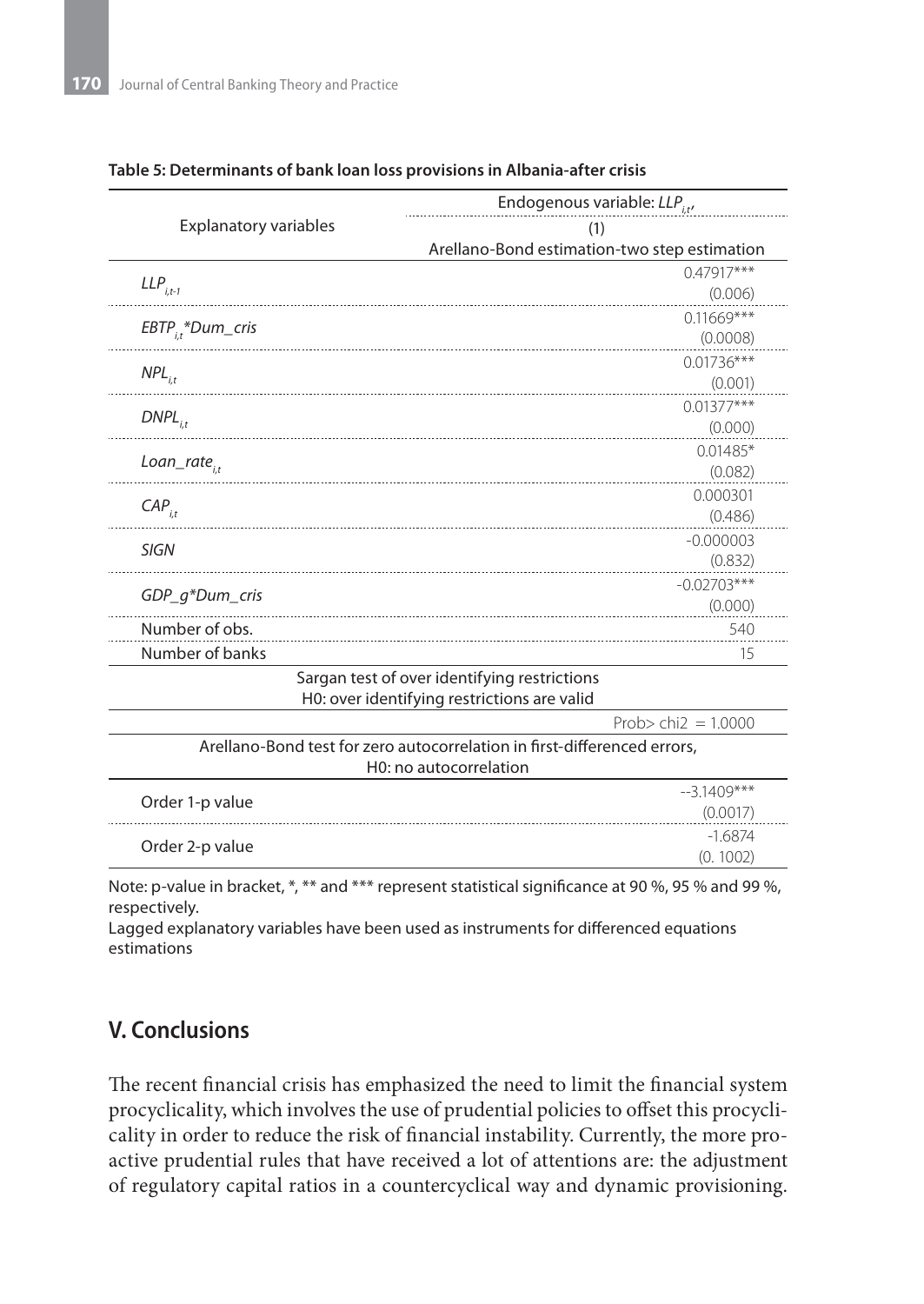**Table 5: Determinants of bank loan loss provisions in Albania-after crisis**

| Explanatory variables | Endogenous variable: $LLP_{i,t}$, (1) Arellano-Bond estimation-two step estimation |
|---|---|
| $LLP_{i,t-1}$ | 0.47917*** (0.006) |
| $EBTP_{i,t}$*Dum_cris | 0.11669*** (0.0008) |
| $NPL_{i,t}$ | 0.01736*** (0.001) |
| $DNPL_{i,t}$ | 0.01377*** (0.000) |
| $Loan\_rate_{i,t}$ | 0.01485* (0.082) |
| $CAP_{i,t}$ | 0.000301 (0.486) |
| *SIGN* | -0.000003 (0.832) |
| *GDP_g*Dum_cris* | -0.02703*** (0.000) |
| Number of obs. | 540 |
| Number of banks | 15 |
| **Sargan test of over identifying restrictions** H0: over identifying restrictions are valid | |
| | Prob> chi2 = 1.0000 |
| **Arellano-Bond test for zero autocorrelation in first-differenced errors,** H0: no autocorrelation | |
| Order 1-p value | --3.1409*** (0.0017) |
| Order 2-p value | -1.6874 (0. 1002) |

Note: p-value in bracket, *, ** and *** represent statistical significance at 90 %, 95 % and 99 %, respectively.
Lagged explanatory variables have been used as instruments for differenced equations estimations

## V. Conclusions

The recent financial crisis has emphasized the need to limit the financial system procyclicality, which involves the use of prudential policies to offset this procyclicality in order to reduce the risk of financial instability. Currently, the more proactive prudential rules that have received a lot of attentions are: the adjustment of regulatory capital ratios in a countercyclical way and dynamic provisioning.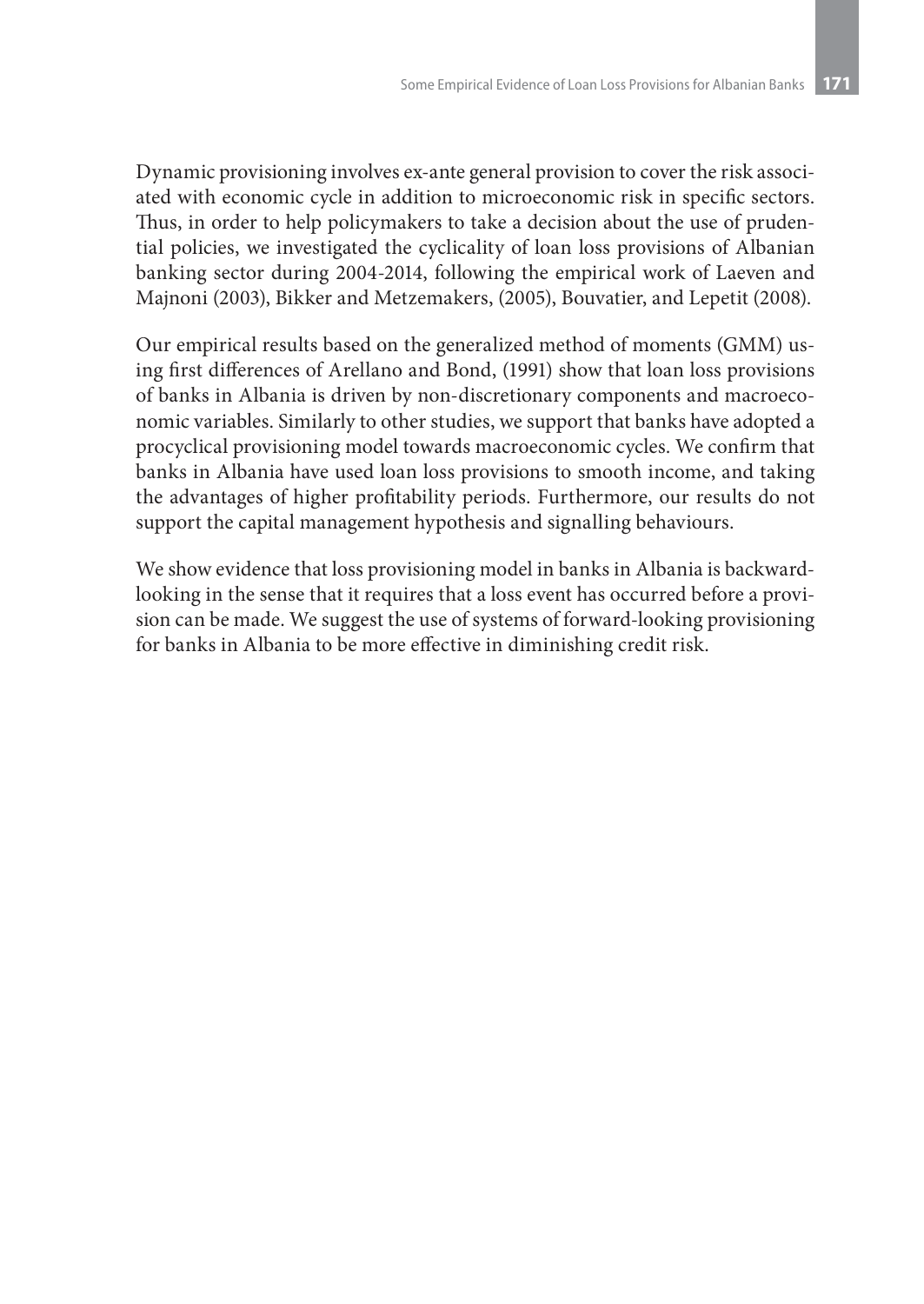Dynamic provisioning involves ex-ante general provision to cover the risk associated with economic cycle in addition to microeconomic risk in specific sectors. Thus, in order to help policymakers to take a decision about the use of prudential policies, we investigated the cyclicality of loan loss provisions of Albanian banking sector during 2004-2014, following the empirical work of Laeven and Majnoni (2003), Bikker and Metzemakers, (2005), Bouvatier, and Lepetit (2008).

Our empirical results based on the generalized method of moments (GMM) using first differences of Arellano and Bond, (1991) show that loan loss provisions of banks in Albania is driven by non-discretionary components and macroeconomic variables. Similarly to other studies, we support that banks have adopted a procyclical provisioning model towards macroeconomic cycles. We confirm that banks in Albania have used loan loss provisions to smooth income, and taking the advantages of higher profitability periods. Furthermore, our results do not support the capital management hypothesis and signalling behaviours.

We show evidence that loss provisioning model in banks in Albania is backward-looking in the sense that it requires that a loss event has occurred before a provision can be made. We suggest the use of systems of forward-looking provisioning for banks in Albania to be more effective in diminishing credit risk.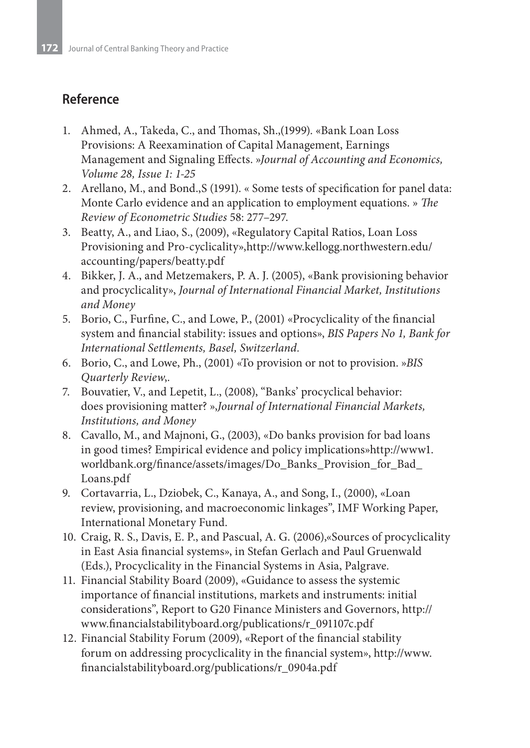## Reference

1. Ahmed, A., Takeda, C., and Thomas, Sh.,(1999). «Bank Loan Loss Provisions: A Reexamination of Capital Management, Earnings Management and Signaling Effects. »*Journal of Accounting and Economics, Volume 28, Issue 1: 1-25*
2. Arellano, M., and Bond.,S (1991). « Some tests of specification for panel data: Monte Carlo evidence and an application to employment equations. » *The Review of Econometric Studies* 58: 277–297.
3. Beatty, A., and Liao, S., (2009), «Regulatory Capital Ratios, Loan Loss Provisioning and Pro-cyclicality»,http://www.kellogg.northwestern.edu/accounting/papers/beatty.pdf
4. Bikker, J. A., and Metzemakers, P. A. J. (2005), «Bank provisioning behavior and procyclicality», *Journal of International Financial Market, Institutions and Money*
5. Borio, C., Furfine, C., and Lowe, P., (2001) «Procyclicality of the financial system and financial stability: issues and options», *BIS Papers No 1, Bank for International Settlements, Basel, Switzerland*.
6. Borio, C., and Lowe, Ph., (2001) «To provision or not to provision. »*BIS Quarterly Review*,.
7. Bouvatier, V., and Lepetit, L., (2008), "Banks' procyclical behavior: does provisioning matter? »,*Journal of International Financial Markets, Institutions, and Money*
8. Cavallo, M., and Majnoni, G., (2003), «Do banks provision for bad loans in good times? Empirical evidence and policy implications»http://www1.worldbank.org/finance/assets/images/Do_Banks_Provision_for_Bad_Loans.pdf
9. Cortavarria, L., Dziobek, C., Kanaya, A., and Song, I., (2000), «Loan review, provisioning, and macroeconomic linkages", IMF Working Paper, International Monetary Fund.
10. Craig, R. S., Davis, E. P., and Pascual, A. G. (2006),«Sources of procyclicality in East Asia financial systems», in Stefan Gerlach and Paul Gruenwald (Eds.), Procyclicality in the Financial Systems in Asia, Palgrave.
11. Financial Stability Board (2009), «Guidance to assess the systemic importance of financial institutions, markets and instruments: initial considerations", Report to G20 Finance Ministers and Governors, http://www.financialstabilityboard.org/publications/r_091107c.pdf
12. Financial Stability Forum (2009), «Report of the financial stability forum on addressing procyclicality in the financial system», http://www.financialstabilityboard.org/publications/r_0904a.pdf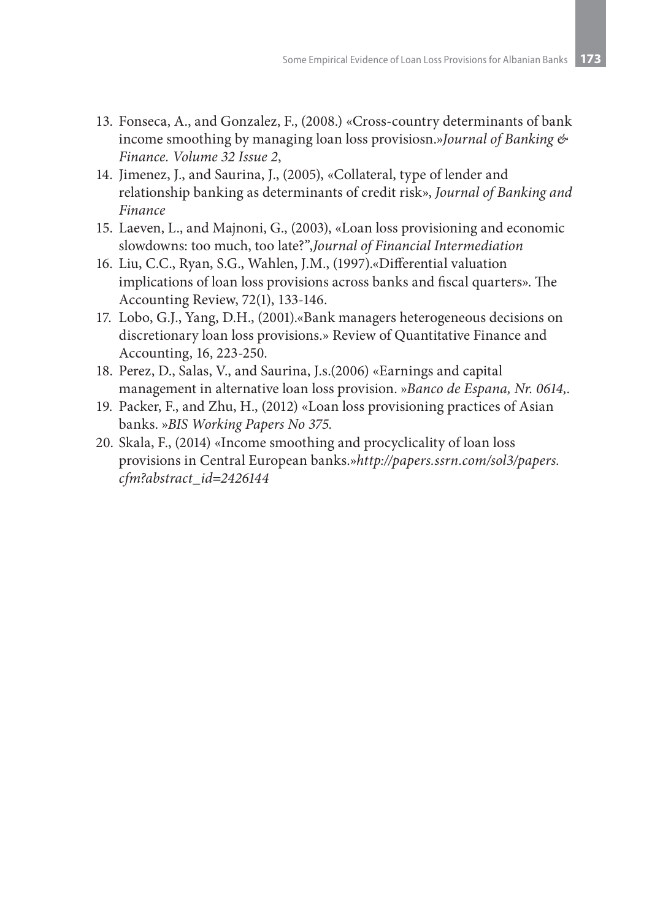13. Fonseca, A., and Gonzalez, F., (2008.) «Cross-country determinants of bank income smoothing by managing loan loss provisiosn.»*Journal of Banking & Finance. Volume 32 Issue 2*,
14. Jimenez, J., and Saurina, J., (2005), «Collateral, type of lender and relationship banking as determinants of credit risk», *Journal of Banking and Finance*
15. Laeven, L., and Majnoni, G., (2003), «Loan loss provisioning and economic slowdowns: too much, too late?",*Journal of Financial Intermediation*
16. Liu, C.C., Ryan, S.G., Wahlen, J.M., (1997).«Differential valuation implications of loan loss provisions across banks and fiscal quarters». The Accounting Review, 72(1), 133-146.
17. Lobo, G.J., Yang, D.H., (2001).«Bank managers heterogeneous decisions on discretionary loan loss provisions.» Review of Quantitative Finance and Accounting, 16, 223-250.
18. Perez, D., Salas, V., and Saurina, J.s.(2006) «Earnings and capital management in alternative loan loss provision. »*Banco de Espana, Nr. 0614,*.
19. Packer, F., and Zhu, H., (2012) «Loan loss provisioning practices of Asian banks. »*BIS Working Papers No 375.*
20. Skala, F., (2014) «Income smoothing and procyclicality of loan loss provisions in Central European banks.»*http://papers.ssrn.com/sol3/papers.cfm?abstract_id=2426144*